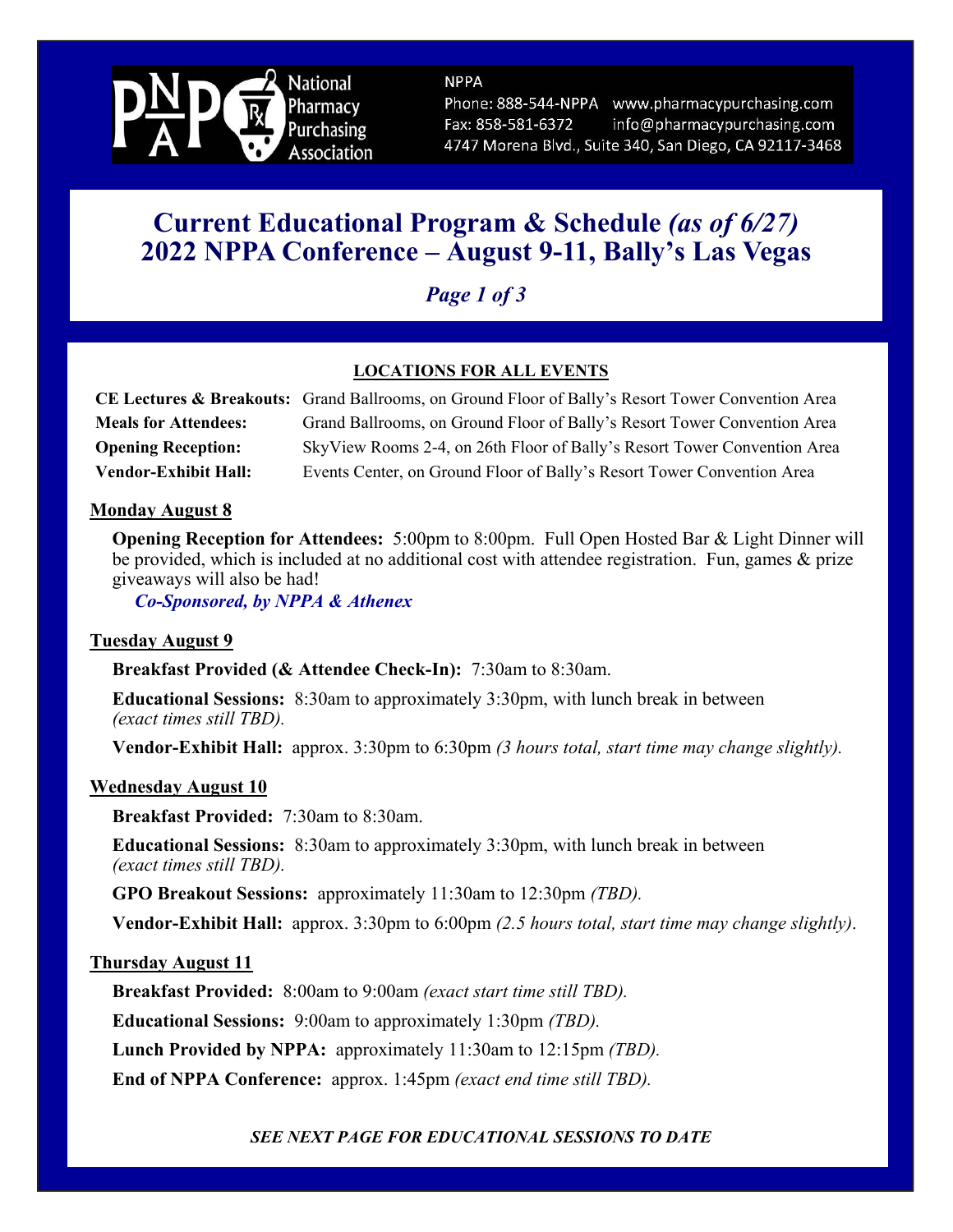National Pharmacy Purchasing Association

NPPA
Phone: 888-544-NPPA www.pharmacypurchasing.com
Fax: 858-581-6372 info@pharmacypurchasing.com
4747 Morena Blvd., Suite 340, San Diego, CA 92117-3468

# Current Educational Program & Schedule *(as of 6/27)* 2022 NPPA Conference – August 9-11, Bally's Las Vegas

***Page 1 of 3***

**LOCATIONS FOR ALL EVENTS**

| | |
|---|---|
| **CE Lectures & Breakouts:** | Grand Ballrooms, on Ground Floor of Bally's Resort Tower Convention Area |
| **Meals for Attendees:** | Grand Ballrooms, on Ground Floor of Bally's Resort Tower Convention Area |
| **Opening Reception:** | SkyView Rooms 2-4, on 26th Floor of Bally's Resort Tower Convention Area |
| **Vendor-Exhibit Hall:** | Events Center, on Ground Floor of Bally's Resort Tower Convention Area |

## Monday August 8

**Opening Reception for Attendees:** 5:00pm to 8:00pm. Full Open Hosted Bar & Light Dinner will be provided, which is included at no additional cost with attendee registration. Fun, games & prize giveaways will also be had!

***Co-Sponsored, by NPPA & Athenex***

## Tuesday August 9

**Breakfast Provided (& Attendee Check-In):** 7:30am to 8:30am.

**Educational Sessions:** 8:30am to approximately 3:30pm, with lunch break in between *(exact times still TBD).*

**Vendor-Exhibit Hall:** approx. 3:30pm to 6:30pm *(3 hours total, start time may change slightly).*

## Wednesday August 10

**Breakfast Provided:** 7:30am to 8:30am.

**Educational Sessions:** 8:30am to approximately 3:30pm, with lunch break in between *(exact times still TBD).*

**GPO Breakout Sessions:** approximately 11:30am to 12:30pm *(TBD).*

**Vendor-Exhibit Hall:** approx. 3:30pm to 6:00pm *(2.5 hours total, start time may change slightly)*.

## Thursday August 11

**Breakfast Provided:** 8:00am to 9:00am *(exact start time still TBD).*

**Educational Sessions:** 9:00am to approximately 1:30pm *(TBD).*

**Lunch Provided by NPPA:** approximately 11:30am to 12:15pm *(TBD).*

**End of NPPA Conference:** approx. 1:45pm *(exact end time still TBD).*

***SEE NEXT PAGE FOR EDUCATIONAL SESSIONS TO DATE***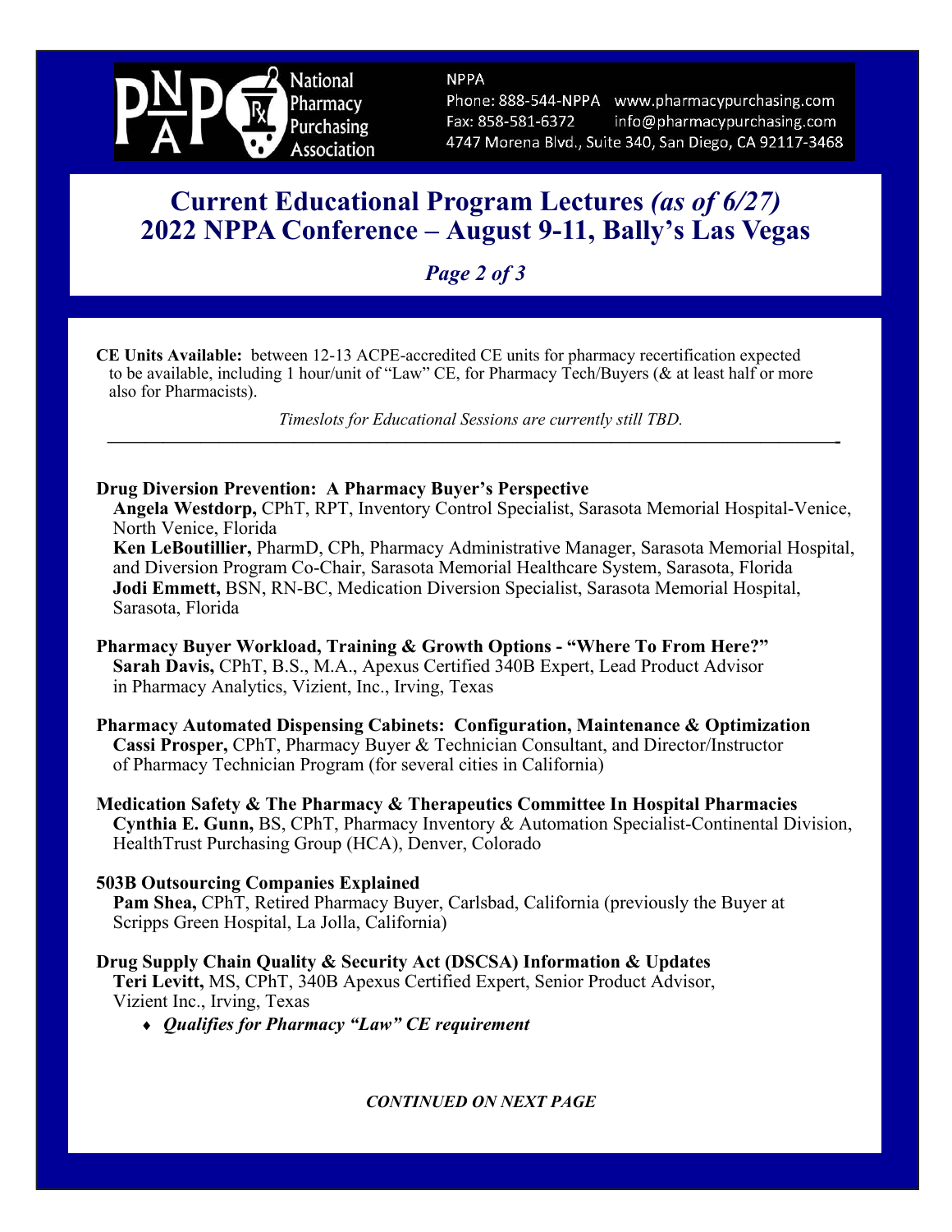**National Pharmacy Purchasing Association**

NPPA
Phone: 888-544-NPPA www.pharmacypurchasing.com
Fax: 858-581-6372 info@pharmacypurchasing.com
4747 Morena Blvd., Suite 340, San Diego, CA 92117-3468

# Current Educational Program Lectures *(as of 6/27)*
# 2022 NPPA Conference – August 9-11, Bally's Las Vegas

***Page 2 of 3***

**CE Units Available:** between 12-13 ACPE-accredited CE units for pharmacy recertification expected to be available, including 1 hour/unit of "Law" CE, for Pharmacy Tech/Buyers (& at least half or more also for Pharmacists).

*Timeslots for Educational Sessions are currently still TBD.*

---

**Drug Diversion Prevention: A Pharmacy Buyer's Perspective**
**Angela Westdorp,** CPhT, RPT, Inventory Control Specialist, Sarasota Memorial Hospital-Venice, North Venice, Florida
**Ken LeBoutillier,** PharmD, CPh, Pharmacy Administrative Manager, Sarasota Memorial Hospital, and Diversion Program Co-Chair, Sarasota Memorial Healthcare System, Sarasota, Florida
**Jodi Emmett,** BSN, RN-BC, Medication Diversion Specialist, Sarasota Memorial Hospital, Sarasota, Florida

**Pharmacy Buyer Workload, Training & Growth Options - "Where To From Here?"**
**Sarah Davis,** CPhT, B.S., M.A., Apexus Certified 340B Expert, Lead Product Advisor in Pharmacy Analytics, Vizient, Inc., Irving, Texas

**Pharmacy Automated Dispensing Cabinets: Configuration, Maintenance & Optimization**
**Cassi Prosper,** CPhT, Pharmacy Buyer & Technician Consultant, and Director/Instructor of Pharmacy Technician Program (for several cities in California)

**Medication Safety & The Pharmacy & Therapeutics Committee In Hospital Pharmacies**
**Cynthia E. Gunn,** BS, CPhT, Pharmacy Inventory & Automation Specialist-Continental Division, HealthTrust Purchasing Group (HCA), Denver, Colorado

**503B Outsourcing Companies Explained**
**Pam Shea,** CPhT, Retired Pharmacy Buyer, Carlsbad, California (previously the Buyer at Scripps Green Hospital, La Jolla, California)

**Drug Supply Chain Quality & Security Act (DSCSA) Information & Updates**
**Teri Levitt,** MS, CPhT, 340B Apexus Certified Expert, Senior Product Advisor, Vizient Inc., Irving, Texas

- ***Qualifies for Pharmacy "Law" CE requirement***

***CONTINUED ON NEXT PAGE***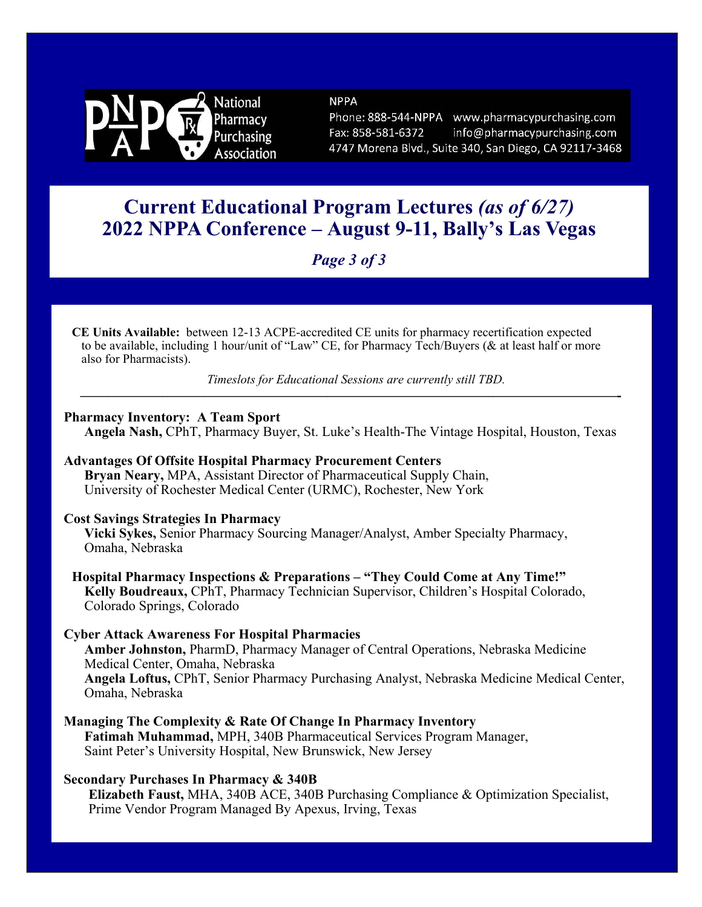National Pharmacy Purchasing Association

NPPA
Phone: 888-544-NPPA www.pharmacypurchasing.com
Fax: 858-581-6372 info@pharmacypurchasing.com
4747 Morena Blvd., Suite 340, San Diego, CA 92117-3468

# Current Educational Program Lectures *(as of 6/27)*
# 2022 NPPA Conference – August 9-11, Bally's Las Vegas

*Page 3 of 3*

**CE Units Available:** between 12-13 ACPE-accredited CE units for pharmacy recertification expected to be available, including 1 hour/unit of "Law" CE, for Pharmacy Tech/Buyers (& at least half or more also for Pharmacists).

*Timeslots for Educational Sessions are currently still TBD.*

---

**Pharmacy Inventory: A Team Sport**
**Angela Nash,** CPhT, Pharmacy Buyer, St. Luke's Health-The Vintage Hospital, Houston, Texas

**Advantages Of Offsite Hospital Pharmacy Procurement Centers**
**Bryan Neary,** MPA, Assistant Director of Pharmaceutical Supply Chain, University of Rochester Medical Center (URMC), Rochester, New York

**Cost Savings Strategies In Pharmacy**
**Vicki Sykes,** Senior Pharmacy Sourcing Manager/Analyst, Amber Specialty Pharmacy, Omaha, Nebraska

**Hospital Pharmacy Inspections & Preparations – "They Could Come at Any Time!"**
**Kelly Boudreaux,** CPhT, Pharmacy Technician Supervisor, Children's Hospital Colorado, Colorado Springs, Colorado

**Cyber Attack Awareness For Hospital Pharmacies**
**Amber Johnston,** PharmD, Pharmacy Manager of Central Operations, Nebraska Medicine Medical Center, Omaha, Nebraska
**Angela Loftus,** CPhT, Senior Pharmacy Purchasing Analyst, Nebraska Medicine Medical Center, Omaha, Nebraska

**Managing The Complexity & Rate Of Change In Pharmacy Inventory**
**Fatimah Muhammad,** MPH, 340B Pharmaceutical Services Program Manager, Saint Peter's University Hospital, New Brunswick, New Jersey

**Secondary Purchases In Pharmacy & 340B**
**Elizabeth Faust,** MHA, 340B ACE, 340B Purchasing Compliance & Optimization Specialist, Prime Vendor Program Managed By Apexus, Irving, Texas